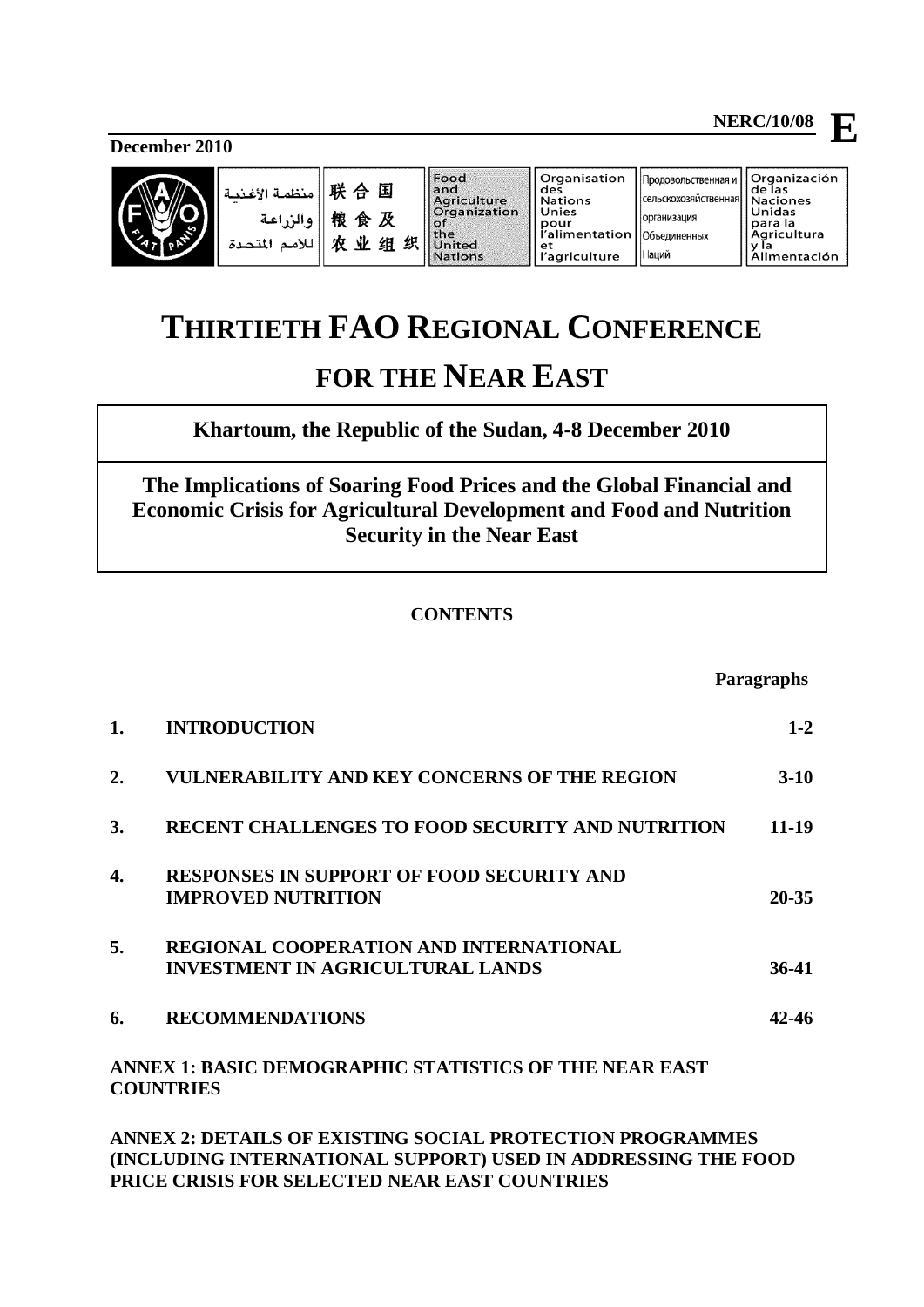NERC/10/08 **E**

December 2010

| منظمة الأغذية والزراعة للأمم المتحدة | 联合国粮食及农业组织 | Food and Agriculture Organization of the United Nations | Organisation des Nations Unies pour l'alimentation et l'agriculture | Продовольственная и сельскохозяйственная организация Объединенных Наций | Organización de las Naciones Unidas para la Agricultura y la Alimentación |
|---|---|---|---|---|---|

# THIRTIETH FAO REGIONAL CONFERENCE FOR THE NEAR EAST

**Khartoum, the Republic of the Sudan, 4-8 December 2010**

## The Implications of Soaring Food Prices and the Global Financial and Economic Crisis for Agricultural Development and Food and Nutrition Security in the Near East

**CONTENTS**

| | | Paragraphs |
|---|---|---|
| 1. | INTRODUCTION | 1-2 |
| 2. | VULNERABILITY AND KEY CONCERNS OF THE REGION | 3-10 |
| 3. | RECENT CHALLENGES TO FOOD SECURITY AND NUTRITION | 11-19 |
| 4. | RESPONSES IN SUPPORT OF FOOD SECURITY AND IMPROVED NUTRITION | 20-35 |
| 5. | REGIONAL COOPERATION AND INTERNATIONAL INVESTMENT IN AGRICULTURAL LANDS | 36-41 |
| 6. | RECOMMENDATIONS | 42-46 |

**ANNEX 1: BASIC DEMOGRAPHIC STATISTICS OF THE NEAR EAST COUNTRIES**

**ANNEX 2: DETAILS OF EXISTING SOCIAL PROTECTION PROGRAMMES (INCLUDING INTERNATIONAL SUPPORT) USED IN ADDRESSING THE FOOD PRICE CRISIS FOR SELECTED NEAR EAST COUNTRIES**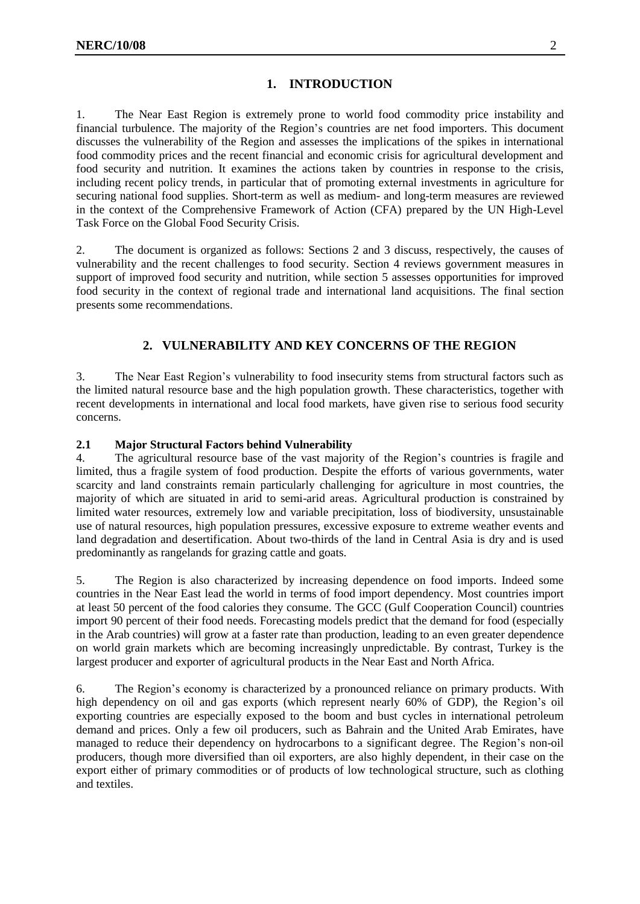## 1. INTRODUCTION

1. The Near East Region is extremely prone to world food commodity price instability and financial turbulence. The majority of the Region's countries are net food importers. This document discusses the vulnerability of the Region and assesses the implications of the spikes in international food commodity prices and the recent financial and economic crisis for agricultural development and food security and nutrition. It examines the actions taken by countries in response to the crisis, including recent policy trends, in particular that of promoting external investments in agriculture for securing national food supplies. Short-term as well as medium- and long-term measures are reviewed in the context of the Comprehensive Framework of Action (CFA) prepared by the UN High-Level Task Force on the Global Food Security Crisis.

2. The document is organized as follows: Sections 2 and 3 discuss, respectively, the causes of vulnerability and the recent challenges to food security. Section 4 reviews government measures in support of improved food security and nutrition, while section 5 assesses opportunities for improved food security in the context of regional trade and international land acquisitions. The final section presents some recommendations.

## 2. VULNERABILITY AND KEY CONCERNS OF THE REGION

3. The Near East Region's vulnerability to food insecurity stems from structural factors such as the limited natural resource base and the high population growth. These characteristics, together with recent developments in international and local food markets, have given rise to serious food security concerns.

### 2.1 Major Structural Factors behind Vulnerability

4. The agricultural resource base of the vast majority of the Region's countries is fragile and limited, thus a fragile system of food production. Despite the efforts of various governments, water scarcity and land constraints remain particularly challenging for agriculture in most countries, the majority of which are situated in arid to semi-arid areas. Agricultural production is constrained by limited water resources, extremely low and variable precipitation, loss of biodiversity, unsustainable use of natural resources, high population pressures, excessive exposure to extreme weather events and land degradation and desertification. About two-thirds of the land in Central Asia is dry and is used predominantly as rangelands for grazing cattle and goats.

5. The Region is also characterized by increasing dependence on food imports. Indeed some countries in the Near East lead the world in terms of food import dependency. Most countries import at least 50 percent of the food calories they consume. The GCC (Gulf Cooperation Council) countries import 90 percent of their food needs. Forecasting models predict that the demand for food (especially in the Arab countries) will grow at a faster rate than production, leading to an even greater dependence on world grain markets which are becoming increasingly unpredictable. By contrast, Turkey is the largest producer and exporter of agricultural products in the Near East and North Africa.

6. The Region's economy is characterized by a pronounced reliance on primary products. With high dependency on oil and gas exports (which represent nearly 60% of GDP), the Region's oil exporting countries are especially exposed to the boom and bust cycles in international petroleum demand and prices. Only a few oil producers, such as Bahrain and the United Arab Emirates, have managed to reduce their dependency on hydrocarbons to a significant degree. The Region's non-oil producers, though more diversified than oil exporters, are also highly dependent, in their case on the export either of primary commodities or of products of low technological structure, such as clothing and textiles.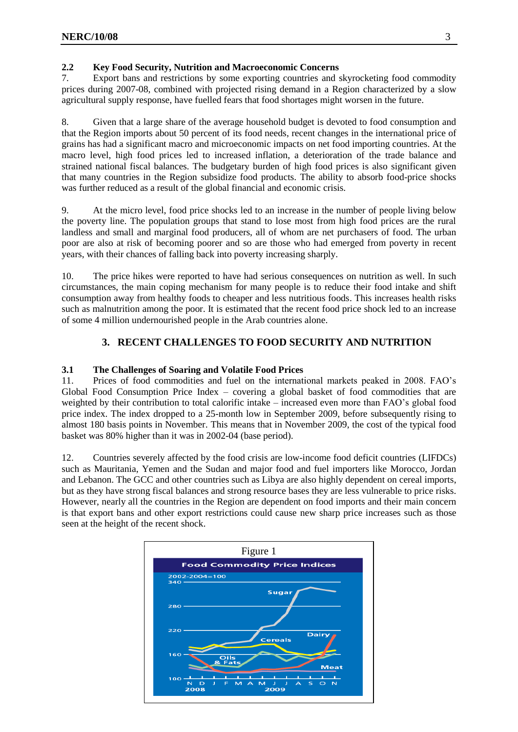### 2.2 Key Food Security, Nutrition and Macroeconomic Concerns

7. Export bans and restrictions by some exporting countries and skyrocketing food commodity prices during 2007-08, combined with projected rising demand in a Region characterized by a slow agricultural supply response, have fuelled fears that food shortages might worsen in the future.

8. Given that a large share of the average household budget is devoted to food consumption and that the Region imports about 50 percent of its food needs, recent changes in the international price of grains has had a significant macro and microeconomic impacts on net food importing countries. At the macro level, high food prices led to increased inflation, a deterioration of the trade balance and strained national fiscal balances. The budgetary burden of high food prices is also significant given that many countries in the Region subsidize food products. The ability to absorb food-price shocks was further reduced as a result of the global financial and economic crisis.

9. At the micro level, food price shocks led to an increase in the number of people living below the poverty line. The population groups that stand to lose most from high food prices are the rural landless and small and marginal food producers, all of whom are net purchasers of food. The urban poor are also at risk of becoming poorer and so are those who had emerged from poverty in recent years, with their chances of falling back into poverty increasing sharply.

10. The price hikes were reported to have had serious consequences on nutrition as well. In such circumstances, the main coping mechanism for many people is to reduce their food intake and shift consumption away from healthy foods to cheaper and less nutritious foods. This increases health risks such as malnutrition among the poor. It is estimated that the recent food price shock led to an increase of some 4 million undernourished people in the Arab countries alone.

## 3. RECENT CHALLENGES TO FOOD SECURITY AND NUTRITION

### 3.1 The Challenges of Soaring and Volatile Food Prices

11. Prices of food commodities and fuel on the international markets peaked in 2008. FAO's Global Food Consumption Price Index – covering a global basket of food commodities that are weighted by their contribution to total calorific intake – increased even more than FAO's global food price index. The index dropped to a 25-month low in September 2009, before subsequently rising to almost 180 basis points in November. This means that in November 2009, the cost of the typical food basket was 80% higher than it was in 2002-04 (base period).

12. Countries severely affected by the food crisis are low-income food deficit countries (LIFDCs) such as Mauritania, Yemen and the Sudan and major food and fuel importers like Morocco, Jordan and Lebanon. The GCC and other countries such as Libya are also highly dependent on cereal imports, but as they have strong fiscal balances and strong resource bases they are less vulnerable to price risks. However, nearly all the countries in the Region are dependent on food imports and their main concern is that export bans and other export restrictions could cause new sharp price increases such as those seen at the height of the recent shock.

Figure 1

Food Commodity Price Indices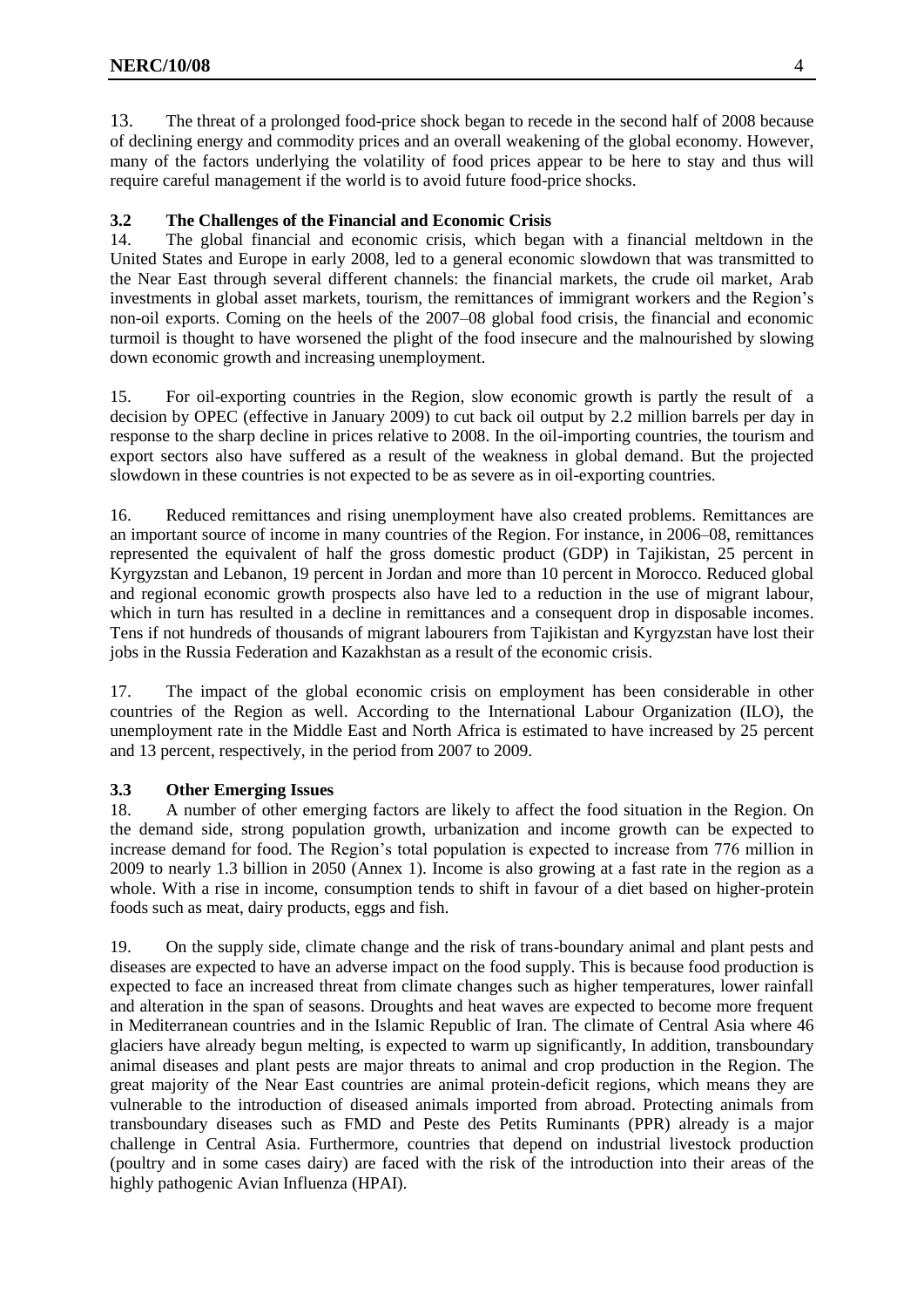13. The threat of a prolonged food-price shock began to recede in the second half of 2008 because of declining energy and commodity prices and an overall weakening of the global economy. However, many of the factors underlying the volatility of food prices appear to be here to stay and thus will require careful management if the world is to avoid future food-price shocks.

### 3.2 The Challenges of the Financial and Economic Crisis

14. The global financial and economic crisis, which began with a financial meltdown in the United States and Europe in early 2008, led to a general economic slowdown that was transmitted to the Near East through several different channels: the financial markets, the crude oil market, Arab investments in global asset markets, tourism, the remittances of immigrant workers and the Region's non-oil exports. Coming on the heels of the 2007–08 global food crisis, the financial and economic turmoil is thought to have worsened the plight of the food insecure and the malnourished by slowing down economic growth and increasing unemployment.

15. For oil-exporting countries in the Region, slow economic growth is partly the result of a decision by OPEC (effective in January 2009) to cut back oil output by 2.2 million barrels per day in response to the sharp decline in prices relative to 2008. In the oil-importing countries, the tourism and export sectors also have suffered as a result of the weakness in global demand. But the projected slowdown in these countries is not expected to be as severe as in oil-exporting countries.

16. Reduced remittances and rising unemployment have also created problems. Remittances are an important source of income in many countries of the Region. For instance, in 2006–08, remittances represented the equivalent of half the gross domestic product (GDP) in Tajikistan, 25 percent in Kyrgyzstan and Lebanon, 19 percent in Jordan and more than 10 percent in Morocco. Reduced global and regional economic growth prospects also have led to a reduction in the use of migrant labour, which in turn has resulted in a decline in remittances and a consequent drop in disposable incomes. Tens if not hundreds of thousands of migrant labourers from Tajikistan and Kyrgyzstan have lost their jobs in the Russia Federation and Kazakhstan as a result of the economic crisis.

17. The impact of the global economic crisis on employment has been considerable in other countries of the Region as well. According to the International Labour Organization (ILO), the unemployment rate in the Middle East and North Africa is estimated to have increased by 25 percent and 13 percent, respectively, in the period from 2007 to 2009.

### 3.3 Other Emerging Issues

18. A number of other emerging factors are likely to affect the food situation in the Region. On the demand side, strong population growth, urbanization and income growth can be expected to increase demand for food. The Region's total population is expected to increase from 776 million in 2009 to nearly 1.3 billion in 2050 (Annex 1). Income is also growing at a fast rate in the region as a whole. With a rise in income, consumption tends to shift in favour of a diet based on higher-protein foods such as meat, dairy products, eggs and fish.

19. On the supply side, climate change and the risk of trans-boundary animal and plant pests and diseases are expected to have an adverse impact on the food supply. This is because food production is expected to face an increased threat from climate changes such as higher temperatures, lower rainfall and alteration in the span of seasons. Droughts and heat waves are expected to become more frequent in Mediterranean countries and in the Islamic Republic of Iran. The climate of Central Asia where 46 glaciers have already begun melting, is expected to warm up significantly, In addition, transboundary animal diseases and plant pests are major threats to animal and crop production in the Region. The great majority of the Near East countries are animal protein-deficit regions, which means they are vulnerable to the introduction of diseased animals imported from abroad. Protecting animals from transboundary diseases such as FMD and Peste des Petits Ruminants (PPR) already is a major challenge in Central Asia. Furthermore, countries that depend on industrial livestock production (poultry and in some cases dairy) are faced with the risk of the introduction into their areas of the highly pathogenic Avian Influenza (HPAI).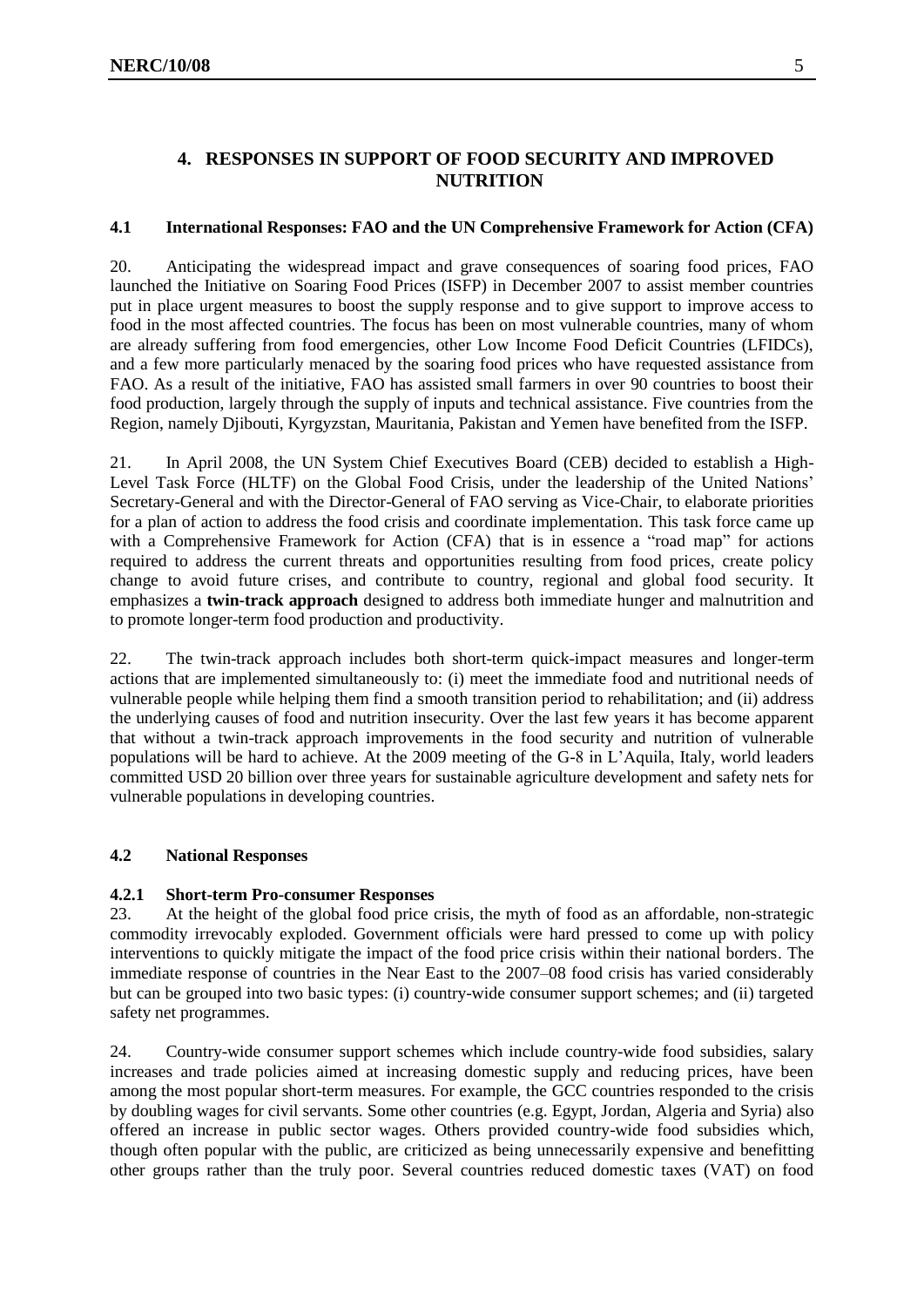## 4. RESPONSES IN SUPPORT OF FOOD SECURITY AND IMPROVED NUTRITION

### 4.1 International Responses: FAO and the UN Comprehensive Framework for Action (CFA)

20. Anticipating the widespread impact and grave consequences of soaring food prices, FAO launched the Initiative on Soaring Food Prices (ISFP) in December 2007 to assist member countries put in place urgent measures to boost the supply response and to give support to improve access to food in the most affected countries. The focus has been on most vulnerable countries, many of whom are already suffering from food emergencies, other Low Income Food Deficit Countries (LFIDCs), and a few more particularly menaced by the soaring food prices who have requested assistance from FAO. As a result of the initiative, FAO has assisted small farmers in over 90 countries to boost their food production, largely through the supply of inputs and technical assistance. Five countries from the Region, namely Djibouti, Kyrgyzstan, Mauritania, Pakistan and Yemen have benefited from the ISFP.

21. In April 2008, the UN System Chief Executives Board (CEB) decided to establish a High-Level Task Force (HLTF) on the Global Food Crisis, under the leadership of the United Nations' Secretary-General and with the Director-General of FAO serving as Vice-Chair, to elaborate priorities for a plan of action to address the food crisis and coordinate implementation. This task force came up with a Comprehensive Framework for Action (CFA) that is in essence a "road map" for actions required to address the current threats and opportunities resulting from food prices, create policy change to avoid future crises, and contribute to country, regional and global food security. It emphasizes a **twin-track approach** designed to address both immediate hunger and malnutrition and to promote longer-term food production and productivity.

22. The twin-track approach includes both short-term quick-impact measures and longer-term actions that are implemented simultaneously to: (i) meet the immediate food and nutritional needs of vulnerable people while helping them find a smooth transition period to rehabilitation; and (ii) address the underlying causes of food and nutrition insecurity. Over the last few years it has become apparent that without a twin-track approach improvements in the food security and nutrition of vulnerable populations will be hard to achieve. At the 2009 meeting of the G-8 in L'Aquila, Italy, world leaders committed USD 20 billion over three years for sustainable agriculture development and safety nets for vulnerable populations in developing countries.

### 4.2 National Responses

#### 4.2.1 Short-term Pro-consumer Responses

23. At the height of the global food price crisis, the myth of food as an affordable, non-strategic commodity irrevocably exploded. Government officials were hard pressed to come up with policy interventions to quickly mitigate the impact of the food price crisis within their national borders. The immediate response of countries in the Near East to the 2007–08 food crisis has varied considerably but can be grouped into two basic types: (i) country-wide consumer support schemes; and (ii) targeted safety net programmes.

24. Country-wide consumer support schemes which include country-wide food subsidies, salary increases and trade policies aimed at increasing domestic supply and reducing prices, have been among the most popular short-term measures. For example, the GCC countries responded to the crisis by doubling wages for civil servants. Some other countries (e.g. Egypt, Jordan, Algeria and Syria) also offered an increase in public sector wages. Others provided country-wide food subsidies which, though often popular with the public, are criticized as being unnecessarily expensive and benefitting other groups rather than the truly poor. Several countries reduced domestic taxes (VAT) on food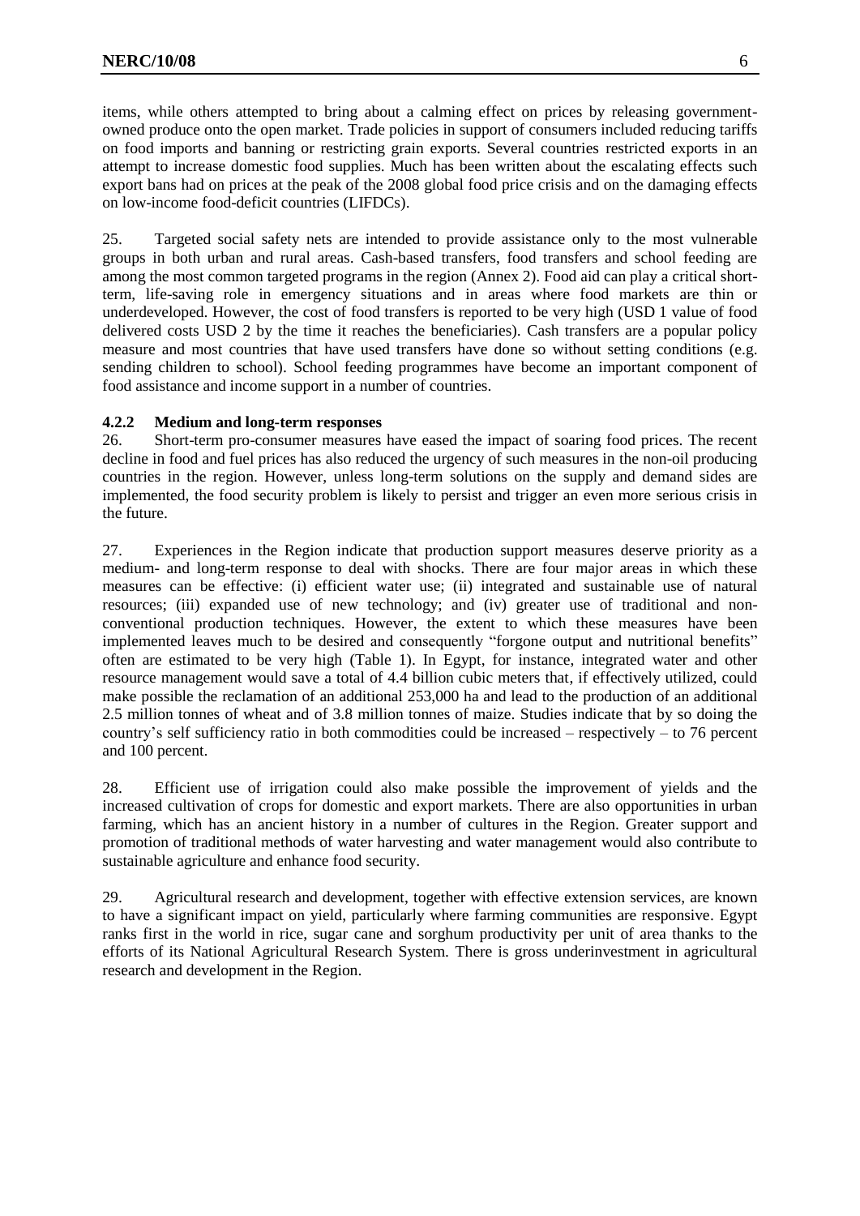items, while others attempted to bring about a calming effect on prices by releasing government-owned produce onto the open market. Trade policies in support of consumers included reducing tariffs on food imports and banning or restricting grain exports. Several countries restricted exports in an attempt to increase domestic food supplies. Much has been written about the escalating effects such export bans had on prices at the peak of the 2008 global food price crisis and on the damaging effects on low-income food-deficit countries (LIFDCs).

25. Targeted social safety nets are intended to provide assistance only to the most vulnerable groups in both urban and rural areas. Cash-based transfers, food transfers and school feeding are among the most common targeted programs in the region (Annex 2). Food aid can play a critical short-term, life-saving role in emergency situations and in areas where food markets are thin or underdeveloped. However, the cost of food transfers is reported to be very high (USD 1 value of food delivered costs USD 2 by the time it reaches the beneficiaries). Cash transfers are a popular policy measure and most countries that have used transfers have done so without setting conditions (e.g. sending children to school). School feeding programmes have become an important component of food assistance and income support in a number of countries.

#### 4.2.2 Medium and long-term responses

26. Short-term pro-consumer measures have eased the impact of soaring food prices. The recent decline in food and fuel prices has also reduced the urgency of such measures in the non-oil producing countries in the region. However, unless long-term solutions on the supply and demand sides are implemented, the food security problem is likely to persist and trigger an even more serious crisis in the future.

27. Experiences in the Region indicate that production support measures deserve priority as a medium- and long-term response to deal with shocks. There are four major areas in which these measures can be effective: (i) efficient water use; (ii) integrated and sustainable use of natural resources; (iii) expanded use of new technology; and (iv) greater use of traditional and non-conventional production techniques. However, the extent to which these measures have been implemented leaves much to be desired and consequently "forgone output and nutritional benefits" often are estimated to be very high (Table 1). In Egypt, for instance, integrated water and other resource management would save a total of 4.4 billion cubic meters that, if effectively utilized, could make possible the reclamation of an additional 253,000 ha and lead to the production of an additional 2.5 million tonnes of wheat and of 3.8 million tonnes of maize. Studies indicate that by so doing the country's self sufficiency ratio in both commodities could be increased – respectively – to 76 percent and 100 percent.

28. Efficient use of irrigation could also make possible the improvement of yields and the increased cultivation of crops for domestic and export markets. There are also opportunities in urban farming, which has an ancient history in a number of cultures in the Region. Greater support and promotion of traditional methods of water harvesting and water management would also contribute to sustainable agriculture and enhance food security.

29. Agricultural research and development, together with effective extension services, are known to have a significant impact on yield, particularly where farming communities are responsive. Egypt ranks first in the world in rice, sugar cane and sorghum productivity per unit of area thanks to the efforts of its National Agricultural Research System. There is gross underinvestment in agricultural research and development in the Region.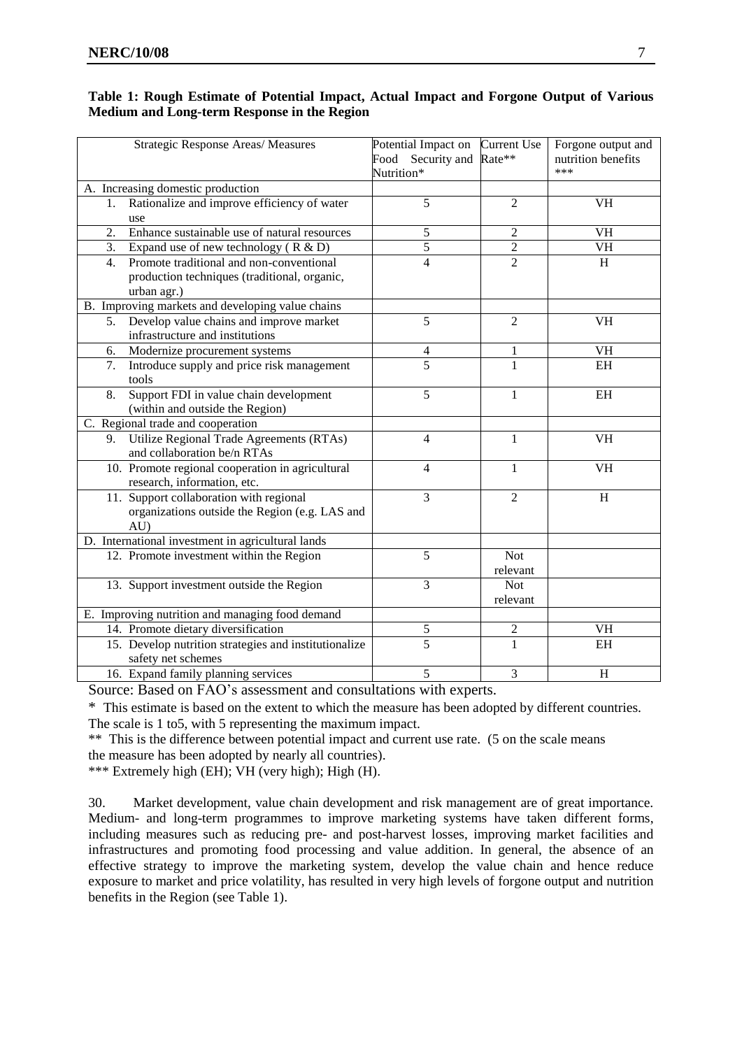**Table 1: Rough Estimate of Potential Impact, Actual Impact and Forgone Output of Various Medium and Long-term Response in the Region**

| Strategic Response Areas/ Measures | Potential Impact on Food Security and Nutrition* | Current Use Rate** | Forgone output and nutrition benefits *** |
|---|---|---|---|
| A. Increasing domestic production | | | |
| 1. Rationalize and improve efficiency of water use | 5 | 2 | VH |
| 2. Enhance sustainable use of natural resources | 5 | 2 | VH |
| 3. Expand use of new technology ( R & D) | 5 | 2 | VH |
| 4. Promote traditional and non-conventional production techniques (traditional, organic, urban agr.) | 4 | 2 | H |
| B. Improving markets and developing value chains | | | |
| 5. Develop value chains and improve market infrastructure and institutions | 5 | 2 | VH |
| 6. Modernize procurement systems | 4 | 1 | VH |
| 7. Introduce supply and price risk management tools | 5 | 1 | EH |
| 8. Support FDI in value chain development (within and outside the Region) | 5 | 1 | EH |
| C. Regional trade and cooperation | | | |
| 9. Utilize Regional Trade Agreements (RTAs) and collaboration be/n RTAs | 4 | 1 | VH |
| 10. Promote regional cooperation in agricultural research, information, etc. | 4 | 1 | VH |
| 11. Support collaboration with regional organizations outside the Region (e.g. LAS and AU) | 3 | 2 | H |
| D. International investment in agricultural lands | | | |
| 12. Promote investment within the Region | 5 | Not relevant | |
| 13. Support investment outside the Region | 3 | Not relevant | |
| E. Improving nutrition and managing food demand | | | |
| 14. Promote dietary diversification | 5 | 2 | VH |
| 15. Develop nutrition strategies and institutionalize safety net schemes | 5 | 1 | EH |
| 16. Expand family planning services | 5 | 3 | H |

Source: Based on FAO's assessment and consultations with experts.

\* This estimate is based on the extent to which the measure has been adopted by different countries. The scale is 1 to5, with 5 representing the maximum impact.

\*\* This is the difference between potential impact and current use rate. (5 on the scale means the measure has been adopted by nearly all countries).

\*\*\* Extremely high (EH); VH (very high); High (H).

30. Market development, value chain development and risk management are of great importance. Medium- and long-term programmes to improve marketing systems have taken different forms, including measures such as reducing pre- and post-harvest losses, improving market facilities and infrastructures and promoting food processing and value addition. In general, the absence of an effective strategy to improve the marketing system, develop the value chain and hence reduce exposure to market and price volatility, has resulted in very high levels of forgone output and nutrition benefits in the Region (see Table 1).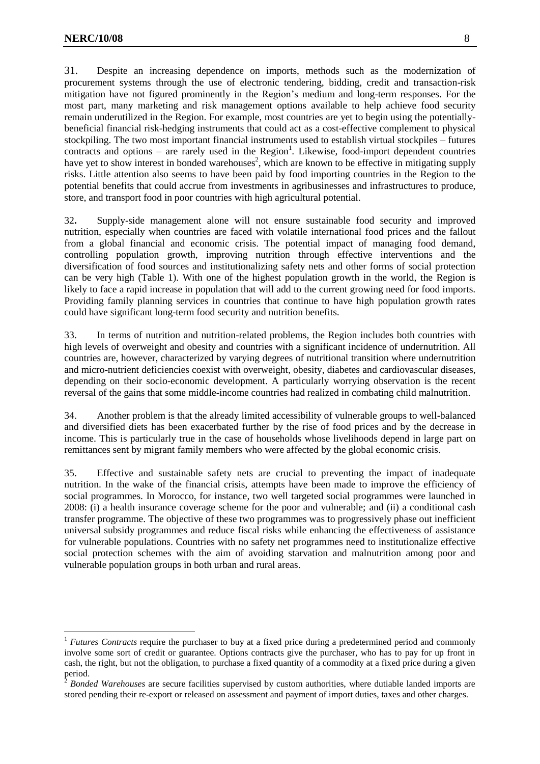31. Despite an increasing dependence on imports, methods such as the modernization of procurement systems through the use of electronic tendering, bidding, credit and transaction-risk mitigation have not figured prominently in the Region's medium and long-term responses. For the most part, many marketing and risk management options available to help achieve food security remain underutilized in the Region. For example, most countries are yet to begin using the potentially-beneficial financial risk-hedging instruments that could act as a cost-effective complement to physical stockpiling. The two most important financial instruments used to establish virtual stockpiles – futures contracts and options – are rarely used in the Region[1]. Likewise, food-import dependent countries have yet to show interest in bonded warehouses[2], which are known to be effective in mitigating supply risks. Little attention also seems to have been paid by food importing countries in the Region to the potential benefits that could accrue from investments in agribusinesses and infrastructures to produce, store, and transport food in poor countries with high agricultural potential.

32**.** Supply-side management alone will not ensure sustainable food security and improved nutrition, especially when countries are faced with volatile international food prices and the fallout from a global financial and economic crisis. The potential impact of managing food demand, controlling population growth, improving nutrition through effective interventions and the diversification of food sources and institutionalizing safety nets and other forms of social protection can be very high (Table 1). With one of the highest population growth in the world, the Region is likely to face a rapid increase in population that will add to the current growing need for food imports. Providing family planning services in countries that continue to have high population growth rates could have significant long-term food security and nutrition benefits.

33. In terms of nutrition and nutrition-related problems, the Region includes both countries with high levels of overweight and obesity and countries with a significant incidence of undernutrition. All countries are, however, characterized by varying degrees of nutritional transition where undernutrition and micro-nutrient deficiencies coexist with overweight, obesity, diabetes and cardiovascular diseases, depending on their socio-economic development. A particularly worrying observation is the recent reversal of the gains that some middle-income countries had realized in combating child malnutrition.

34. Another problem is that the already limited accessibility of vulnerable groups to well-balanced and diversified diets has been exacerbated further by the rise of food prices and by the decrease in income. This is particularly true in the case of households whose livelihoods depend in large part on remittances sent by migrant family members who were affected by the global economic crisis.

35. Effective and sustainable safety nets are crucial to preventing the impact of inadequate nutrition. In the wake of the financial crisis, attempts have been made to improve the efficiency of social programmes. In Morocco, for instance, two well targeted social programmes were launched in 2008: (i) a health insurance coverage scheme for the poor and vulnerable; and (ii) a conditional cash transfer programme. The objective of these two programmes was to progressively phase out inefficient universal subsidy programmes and reduce fiscal risks while enhancing the effectiveness of assistance for vulnerable populations. Countries with no safety net programmes need to institutionalize effective social protection schemes with the aim of avoiding starvation and malnutrition among poor and vulnerable population groups in both urban and rural areas.

---

[1] *Futures Contracts* require the purchaser to buy at a fixed price during a predetermined period and commonly involve some sort of credit or guarantee. Options contracts give the purchaser, who has to pay for up front in cash, the right, but not the obligation, to purchase a fixed quantity of a commodity at a fixed price during a given period.

[2] *Bonded Warehouses* are secure facilities supervised by custom authorities, where dutiable landed imports are stored pending their re-export or released on assessment and payment of import duties, taxes and other charges.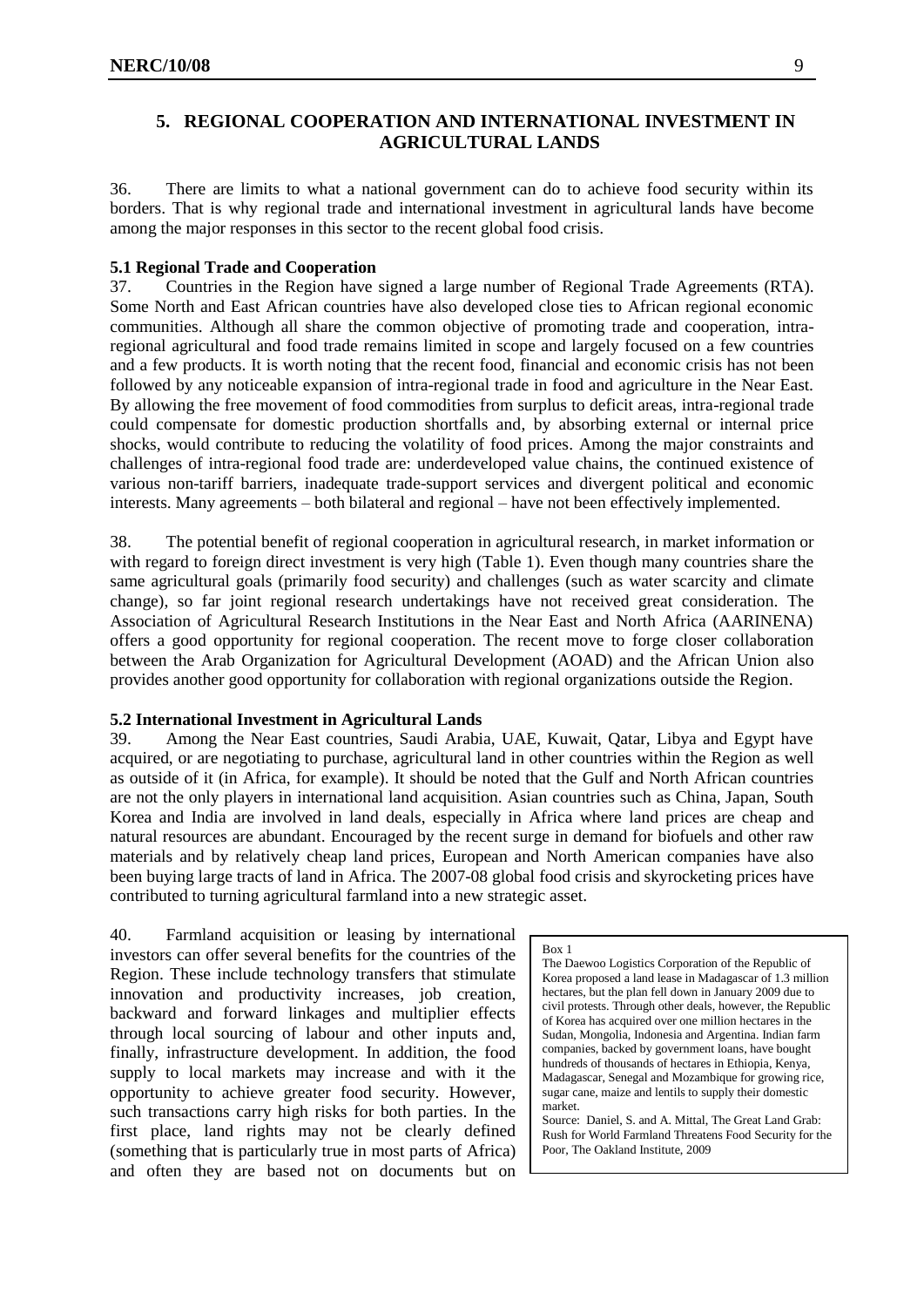## 5. REGIONAL COOPERATION AND INTERNATIONAL INVESTMENT IN AGRICULTURAL LANDS

36. There are limits to what a national government can do to achieve food security within its borders. That is why regional trade and international investment in agricultural lands have become among the major responses in this sector to the recent global food crisis.

### 5.1 Regional Trade and Cooperation

37. Countries in the Region have signed a large number of Regional Trade Agreements (RTA). Some North and East African countries have also developed close ties to African regional economic communities. Although all share the common objective of promoting trade and cooperation, intra-regional agricultural and food trade remains limited in scope and largely focused on a few countries and a few products. It is worth noting that the recent food, financial and economic crisis has not been followed by any noticeable expansion of intra-regional trade in food and agriculture in the Near East. By allowing the free movement of food commodities from surplus to deficit areas, intra-regional trade could compensate for domestic production shortfalls and, by absorbing external or internal price shocks, would contribute to reducing the volatility of food prices. Among the major constraints and challenges of intra-regional food trade are: underdeveloped value chains, the continued existence of various non-tariff barriers, inadequate trade-support services and divergent political and economic interests. Many agreements – both bilateral and regional – have not been effectively implemented.

38. The potential benefit of regional cooperation in agricultural research, in market information or with regard to foreign direct investment is very high (Table 1). Even though many countries share the same agricultural goals (primarily food security) and challenges (such as water scarcity and climate change), so far joint regional research undertakings have not received great consideration. The Association of Agricultural Research Institutions in the Near East and North Africa (AARINENA) offers a good opportunity for regional cooperation. The recent move to forge closer collaboration between the Arab Organization for Agricultural Development (AOAD) and the African Union also provides another good opportunity for collaboration with regional organizations outside the Region.

### 5.2 International Investment in Agricultural Lands

39. Among the Near East countries, Saudi Arabia, UAE, Kuwait, Qatar, Libya and Egypt have acquired, or are negotiating to purchase, agricultural land in other countries within the Region as well as outside of it (in Africa, for example). It should be noted that the Gulf and North African countries are not the only players in international land acquisition. Asian countries such as China, Japan, South Korea and India are involved in land deals, especially in Africa where land prices are cheap and natural resources are abundant. Encouraged by the recent surge in demand for biofuels and other raw materials and by relatively cheap land prices, European and North American companies have also been buying large tracts of land in Africa. The 2007-08 global food crisis and skyrocketing prices have contributed to turning agricultural farmland into a new strategic asset.

40. Farmland acquisition or leasing by international investors can offer several benefits for the countries of the Region. These include technology transfers that stimulate innovation and productivity increases, job creation, backward and forward linkages and multiplier effects through local sourcing of labour and other inputs and, finally, infrastructure development. In addition, the food supply to local markets may increase and with it the opportunity to achieve greater food security. However, such transactions carry high risks for both parties. In the first place, land rights may not be clearly defined (something that is particularly true in most parts of Africa) and often they are based not on documents but on

> Box 1
>
> The Daewoo Logistics Corporation of the Republic of Korea proposed a land lease in Madagascar of 1.3 million hectares, but the plan fell down in January 2009 due to civil protests. Through other deals, however, the Republic of Korea has acquired over one million hectares in the Sudan, Mongolia, Indonesia and Argentina. Indian farm companies, backed by government loans, have bought hundreds of thousands of hectares in Ethiopia, Kenya, Madagascar, Senegal and Mozambique for growing rice, sugar cane, maize and lentils to supply their domestic market.
>
> Source: Daniel, S. and A. Mittal, The Great Land Grab: Rush for World Farmland Threatens Food Security for the Poor, The Oakland Institute, 2009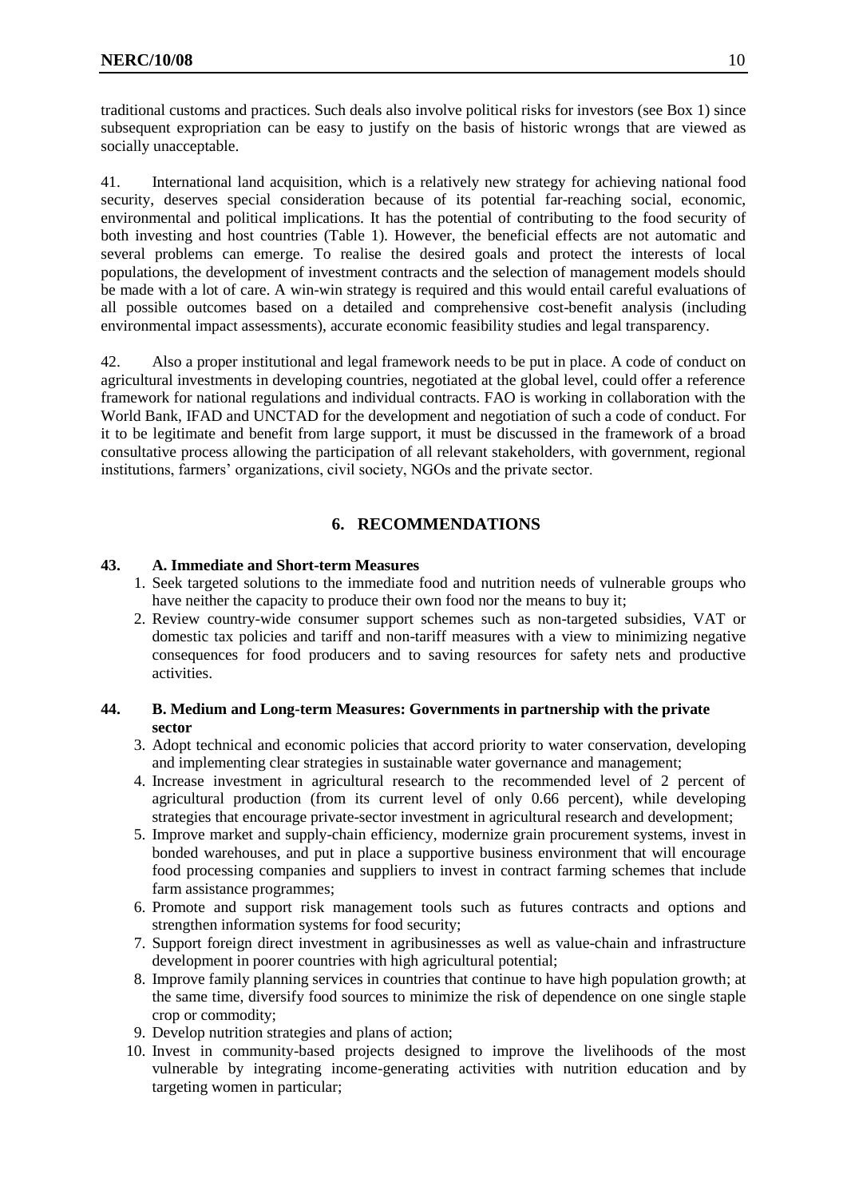traditional customs and practices. Such deals also involve political risks for investors (see Box 1) since subsequent expropriation can be easy to justify on the basis of historic wrongs that are viewed as socially unacceptable.

41. International land acquisition, which is a relatively new strategy for achieving national food security, deserves special consideration because of its potential far-reaching social, economic, environmental and political implications. It has the potential of contributing to the food security of both investing and host countries (Table 1). However, the beneficial effects are not automatic and several problems can emerge. To realise the desired goals and protect the interests of local populations, the development of investment contracts and the selection of management models should be made with a lot of care. A win-win strategy is required and this would entail careful evaluations of all possible outcomes based on a detailed and comprehensive cost-benefit analysis (including environmental impact assessments), accurate economic feasibility studies and legal transparency.

42. Also a proper institutional and legal framework needs to be put in place. A code of conduct on agricultural investments in developing countries, negotiated at the global level, could offer a reference framework for national regulations and individual contracts. FAO is working in collaboration with the World Bank, IFAD and UNCTAD for the development and negotiation of such a code of conduct. For it to be legitimate and benefit from large support, it must be discussed in the framework of a broad consultative process allowing the participation of all relevant stakeholders, with government, regional institutions, farmers' organizations, civil society, NGOs and the private sector.

## 6. RECOMMENDATIONS

**43. A. Immediate and Short-term Measures**

1. Seek targeted solutions to the immediate food and nutrition needs of vulnerable groups who have neither the capacity to produce their own food nor the means to buy it;
2. Review country-wide consumer support schemes such as non-targeted subsidies, VAT or domestic tax policies and tariff and non-tariff measures with a view to minimizing negative consequences for food producers and to saving resources for safety nets and productive activities.

**44. B. Medium and Long-term Measures: Governments in partnership with the private sector**

3. Adopt technical and economic policies that accord priority to water conservation, developing and implementing clear strategies in sustainable water governance and management;
4. Increase investment in agricultural research to the recommended level of 2 percent of agricultural production (from its current level of only 0.66 percent), while developing strategies that encourage private-sector investment in agricultural research and development;
5. Improve market and supply-chain efficiency, modernize grain procurement systems, invest in bonded warehouses, and put in place a supportive business environment that will encourage food processing companies and suppliers to invest in contract farming schemes that include farm assistance programmes;
6. Promote and support risk management tools such as futures contracts and options and strengthen information systems for food security;
7. Support foreign direct investment in agribusinesses as well as value-chain and infrastructure development in poorer countries with high agricultural potential;
8. Improve family planning services in countries that continue to have high population growth; at the same time, diversify food sources to minimize the risk of dependence on one single staple crop or commodity;
9. Develop nutrition strategies and plans of action;
10. Invest in community-based projects designed to improve the livelihoods of the most vulnerable by integrating income-generating activities with nutrition education and by targeting women in particular;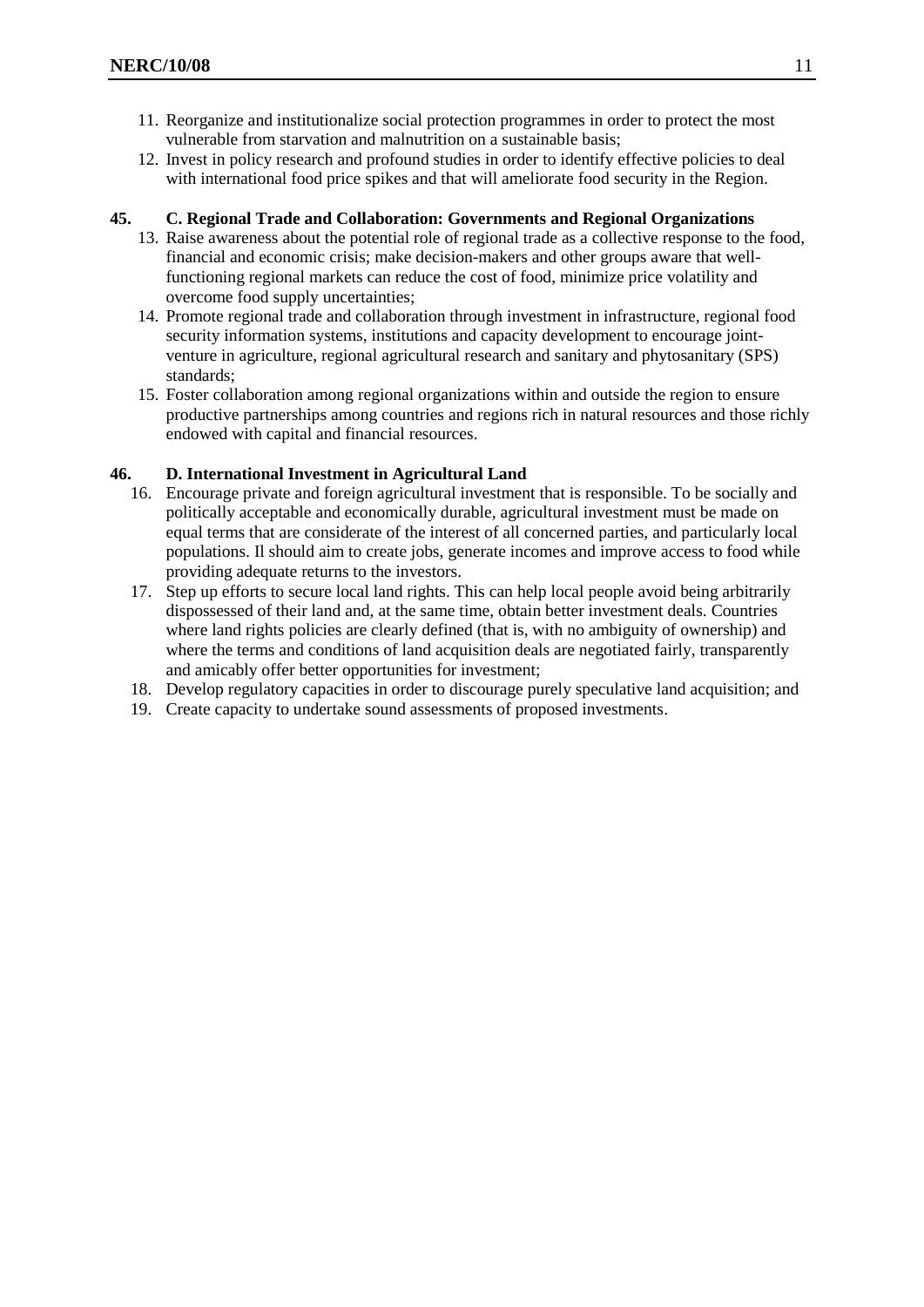11. Reorganize and institutionalize social protection programmes in order to protect the most vulnerable from starvation and malnutrition on a sustainable basis;
12. Invest in policy research and profound studies in order to identify effective policies to deal with international food price spikes and that will ameliorate food security in the Region.

**45. C. Regional Trade and Collaboration: Governments and Regional Organizations**

13. Raise awareness about the potential role of regional trade as a collective response to the food, financial and economic crisis; make decision-makers and other groups aware that well-functioning regional markets can reduce the cost of food, minimize price volatility and overcome food supply uncertainties;
14. Promote regional trade and collaboration through investment in infrastructure, regional food security information systems, institutions and capacity development to encourage joint-venture in agriculture, regional agricultural research and sanitary and phytosanitary (SPS) standards;
15. Foster collaboration among regional organizations within and outside the region to ensure productive partnerships among countries and regions rich in natural resources and those richly endowed with capital and financial resources.

**46. D. International Investment in Agricultural Land**

16. Encourage private and foreign agricultural investment that is responsible. To be socially and politically acceptable and economically durable, agricultural investment must be made on equal terms that are considerate of the interest of all concerned parties, and particularly local populations. Il should aim to create jobs, generate incomes and improve access to food while providing adequate returns to the investors.
17. Step up efforts to secure local land rights. This can help local people avoid being arbitrarily dispossessed of their land and, at the same time, obtain better investment deals. Countries where land rights policies are clearly defined (that is, with no ambiguity of ownership) and where the terms and conditions of land acquisition deals are negotiated fairly, transparently and amicably offer better opportunities for investment;
18. Develop regulatory capacities in order to discourage purely speculative land acquisition; and
19. Create capacity to undertake sound assessments of proposed investments.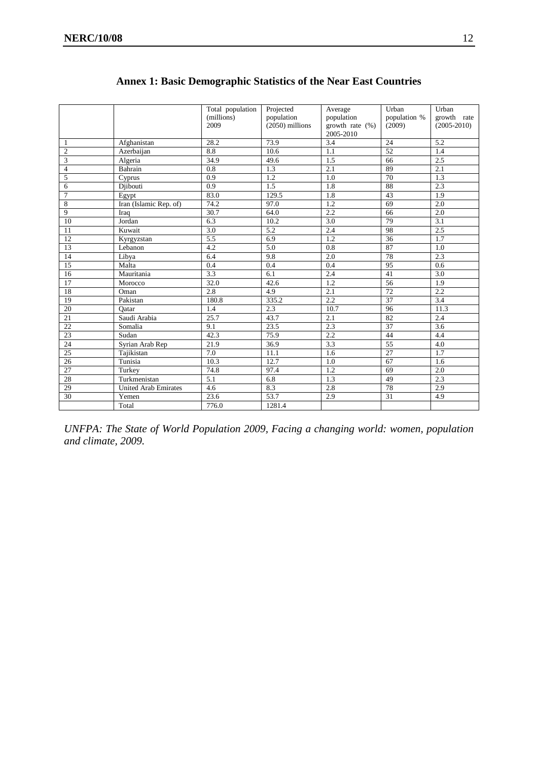# Annex 1: Basic Demographic Statistics of the Near East Countries

| | | Total population (millions) 2009 | Projected population (2050) millions | Average population growth rate (%) 2005-2010 | Urban population % (2009) | Urban growth rate (2005-2010) |
|---|---|---|---|---|---|---|
| 1 | Afghanistan | 28.2 | 73.9 | 3.4 | 24 | 5.2 |
| 2 | Azerbaijan | 8.8 | 10.6 | 1.1 | 52 | 1.4 |
| 3 | Algeria | 34.9 | 49.6 | 1.5 | 66 | 2.5 |
| 4 | Bahrain | 0.8 | 1.3 | 2.1 | 89 | 2.1 |
| 5 | Cyprus | 0.9 | 1.2 | 1.0 | 70 | 1.3 |
| 6 | Djibouti | 0.9 | 1.5 | 1.8 | 88 | 2.3 |
| 7 | Egypt | 83.0 | 129.5 | 1.8 | 43 | 1.9 |
| 8 | Iran (Islamic Rep. of) | 74.2 | 97.0 | 1.2 | 69 | 2.0 |
| 9 | Iraq | 30.7 | 64.0 | 2.2 | 66 | 2.0 |
| 10 | Jordan | 6.3 | 10.2 | 3.0 | 79 | 3.1 |
| 11 | Kuwait | 3.0 | 5.2 | 2.4 | 98 | 2.5 |
| 12 | Kyrgyzstan | 5.5 | 6.9 | 1.2 | 36 | 1.7 |
| 13 | Lebanon | 4.2 | 5.0 | 0.8 | 87 | 1.0 |
| 14 | Libya | 6.4 | 9.8 | 2.0 | 78 | 2.3 |
| 15 | Malta | 0.4 | 0.4 | 0.4 | 95 | 0.6 |
| 16 | Mauritania | 3.3 | 6.1 | 2.4 | 41 | 3.0 |
| 17 | Morocco | 32.0 | 42.6 | 1.2 | 56 | 1.9 |
| 18 | Oman | 2.8 | 4.9 | 2.1 | 72 | 2.2 |
| 19 | Pakistan | 180.8 | 335.2 | 2.2 | 37 | 3.4 |
| 20 | Qatar | 1.4 | 2.3 | 10.7 | 96 | 11.3 |
| 21 | Saudi Arabia | 25.7 | 43.7 | 2.1 | 82 | 2.4 |
| 22 | Somalia | 9.1 | 23.5 | 2.3 | 37 | 3.6 |
| 23 | Sudan | 42.3 | 75.9 | 2.2 | 44 | 4.4 |
| 24 | Syrian Arab Rep | 21.9 | 36.9 | 3.3 | 55 | 4.0 |
| 25 | Tajikistan | 7.0 | 11.1 | 1.6 | 27 | 1.7 |
| 26 | Tunisia | 10.3 | 12.7 | 1.0 | 67 | 1.6 |
| 27 | Turkey | 74.8 | 97.4 | 1.2 | 69 | 2.0 |
| 28 | Turkmenistan | 5.1 | 6.8 | 1.3 | 49 | 2.3 |
| 29 | United Arab Emirates | 4.6 | 8.3 | 2.8 | 78 | 2.9 |
| 30 | Yemen | 23.6 | 53.7 | 2.9 | 31 | 4.9 |
| | Total | 776.0 | 1281.4 | | | |

*UNFPA: The State of World Population 2009, Facing a changing world: women, population and climate, 2009.*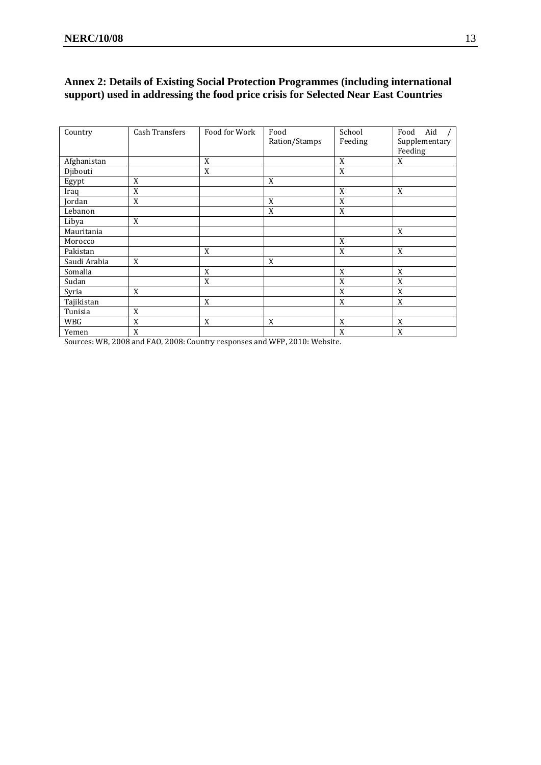## Annex 2: Details of Existing Social Protection Programmes (including international support) used in addressing the food price crisis for Selected Near East Countries

| Country | Cash Transfers | Food for Work | Food Ration/Stamps | School Feeding | Food Aid / Supplementary Feeding |
|---|---|---|---|---|---|
| Afghanistan | | X | | X | X |
| Djibouti | | X | | X | |
| Egypt | X | | X | | |
| Iraq | X | | | X | X |
| Jordan | X | | X | X | |
| Lebanon | | | X | X | |
| Libya | X | | | | |
| Mauritania | | | | | X |
| Morocco | | | | X | |
| Pakistan | | X | | X | X |
| Saudi Arabia | X | | X | | |
| Somalia | | X | | X | X |
| Sudan | | X | | X | X |
| Syria | X | | | X | X |
| Tajikistan | | X | | X | X |
| Tunisia | X | | | | |
| WBG | X | X | X | X | X |
| Yemen | X | | | X | X |

Sources: WB, 2008 and FAO, 2008: Country responses and WFP, 2010: Website.